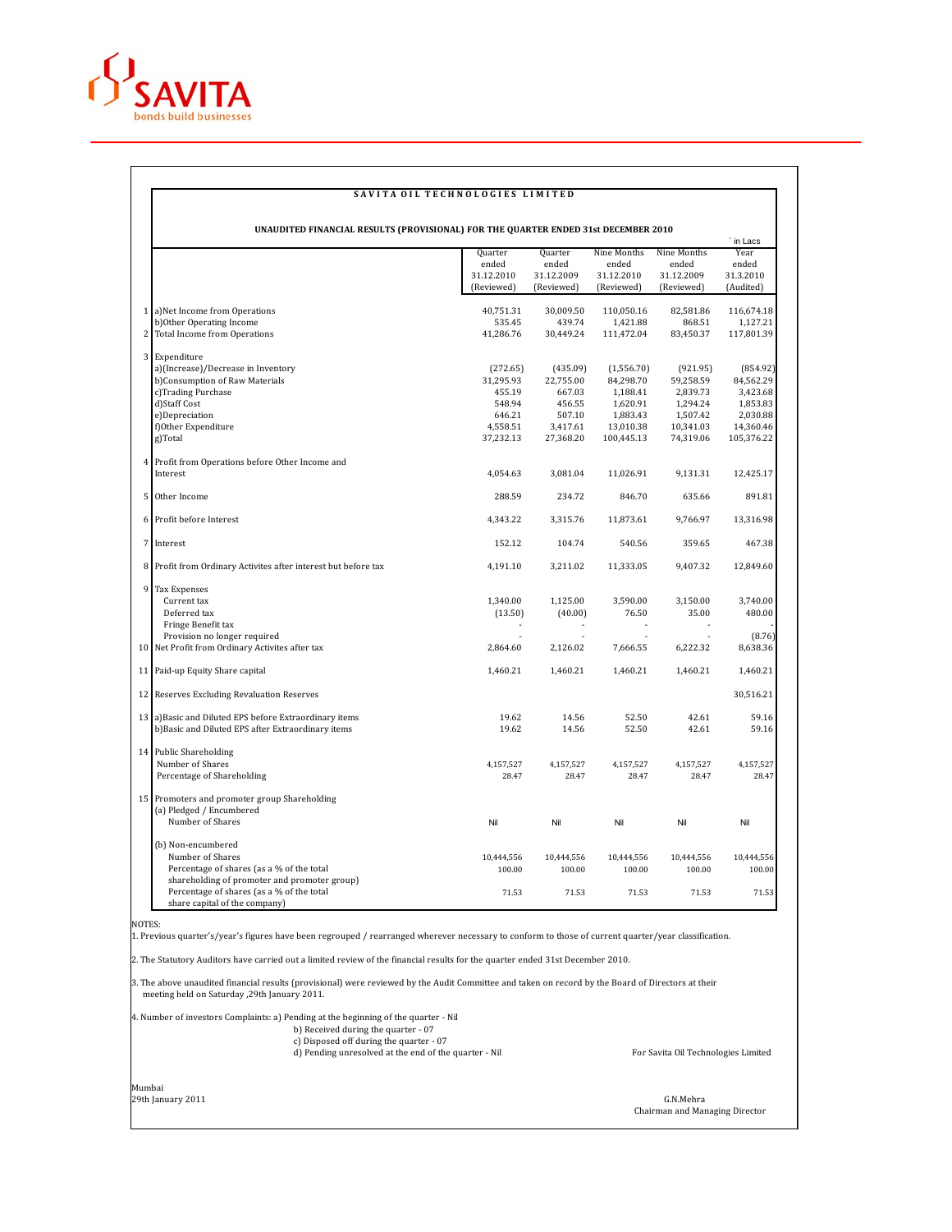SAVITA
bonds build businesses

# SAVITA OIL TECHNOLOGIES LIMITED

## UNAUDITED FINANCIAL RESULTS (PROVISIONAL) FOR THE QUARTER ENDED 31st DECEMBER 2010

` in Lacs

| | | Quarter ended 31.12.2010 (Reviewed) | Quarter ended 31.12.2009 (Reviewed) | Nine Months ended 31.12.2010 (Reviewed) | Nine Months ended 31.12.2009 (Reviewed) | Year ended 31.3.2010 (Audited) |
|---|---|---|---|---|---|---|
| 1 | a)Net Income from Operations | 40,751.31 | 30,009.50 | 110,050.16 | 82,581.86 | 116,674.18 |
| | b)Other Operating Income | 535.45 | 439.74 | 1,421.88 | 868.51 | 1,127.21 |
| 2 | Total Income from Operations | 41,286.76 | 30,449.24 | 111,472.04 | 83,450.37 | 117,801.39 |
| 3 | Expenditure | | | | | |
| | a)(Increase)/Decrease in Inventory | (272.65) | (435.09) | (1,556.70) | (921.95) | (854.92) |
| | b)Consumption of Raw Materials | 31,295.93 | 22,755.00 | 84,298.70 | 59,258.59 | 84,562.29 |
| | c)Trading Purchase | 455.19 | 667.03 | 1,188.41 | 2,839.73 | 3,423.68 |
| | d)Staff Cost | 548.94 | 456.55 | 1,620.91 | 1,294.24 | 1,853.83 |
| | e)Depreciation | 646.21 | 507.10 | 1,883.43 | 1,507.42 | 2,030.88 |
| | f)Other Expenditure | 4,558.51 | 3,417.61 | 13,010.38 | 10,341.03 | 14,360.46 |
| | g)Total | 37,232.13 | 27,368.20 | 100,445.13 | 74,319.06 | 105,376.22 |
| 4 | Profit from Operations before Other Income and Interest | 4,054.63 | 3,081.04 | 11,026.91 | 9,131.31 | 12,425.17 |
| 5 | Other Income | 288.59 | 234.72 | 846.70 | 635.66 | 891.81 |
| 6 | Profit before Interest | 4,343.22 | 3,315.76 | 11,873.61 | 9,766.97 | 13,316.98 |
| 7 | Interest | 152.12 | 104.74 | 540.56 | 359.65 | 467.38 |
| 8 | Profit from Ordinary Activites after interest but before tax | 4,191.10 | 3,211.02 | 11,333.05 | 9,407.32 | 12,849.60 |
| 9 | Tax Expenses | | | | | |
| | Current tax | 1,340.00 | 1,125.00 | 3,590.00 | 3,150.00 | 3,740.00 |
| | Deferred tax | (13.50) | (40.00) | 76.50 | 35.00 | 480.00 |
| | Fringe Benefit tax | - | - | - | - | - |
| | Provision no longer required | - | - | - | - | (8.76) |
| 10 | Net Profit from Ordinary Activites after tax | 2,864.60 | 2,126.02 | 7,666.55 | 6,222.32 | 8,638.36 |
| 11 | Paid-up Equity Share capital | 1,460.21 | 1,460.21 | 1,460.21 | 1,460.21 | 1,460.21 |
| 12 | Reserves Excluding Revaluation Reserves | | | | | 30,516.21 |
| 13 | a)Basic and Diluted EPS before Extraordinary items | 19.62 | 14.56 | 52.50 | 42.61 | 59.16 |
| | b)Basic and Diluted EPS after Extraordinary items | 19.62 | 14.56 | 52.50 | 42.61 | 59.16 |
| 14 | Public Shareholding | | | | | |
| | Number of Shares | 4,157,527 | 4,157,527 | 4,157,527 | 4,157,527 | 4,157,527 |
| | Percentage of Shareholding | 28.47 | 28.47 | 28.47 | 28.47 | 28.47 |
| 15 | Promoters and promoter group Shareholding | | | | | |
| | (a) Pledged / Encumbered | | | | | |
| | Number of Shares | Nil | Nil | Nil | Nil | Nil |
| | (b) Non-encumbered | | | | | |
| | Number of Shares | 10,444,556 | 10,444,556 | 10,444,556 | 10,444,556 | 10,444,556 |
| | Percentage of shares (as a % of the total shareholding of promoter and promoter group) | 100.00 | 100.00 | 100.00 | 100.00 | 100.00 |
| | Percentage of shares (as a % of the total share capital of the company) | 71.53 | 71.53 | 71.53 | 71.53 | 71.53 |

NOTES:

1. Previous quarter's/year's figures have been regrouped / rearranged wherever necessary to conform to those of current quarter/year classification.

2. The Statutory Auditors have carried out a limited review of the financial results for the quarter ended 31st December 2010.

3. The above unaudited financial results (provisional) were reviewed by the Audit Committee and taken on record by the Board of Directors at their meeting held on Saturday ,29th January 2011.

4. Number of investors Complaints: a) Pending at the beginning of the quarter - Nil
   b) Received during the quarter - 07
   c) Disposed off during the quarter - 07
   d) Pending unresolved at the end of the quarter - Nil

For Savita Oil Technologies Limited

Mumbai
29th January 2011

G.N.Mehra
Chairman and Managing Director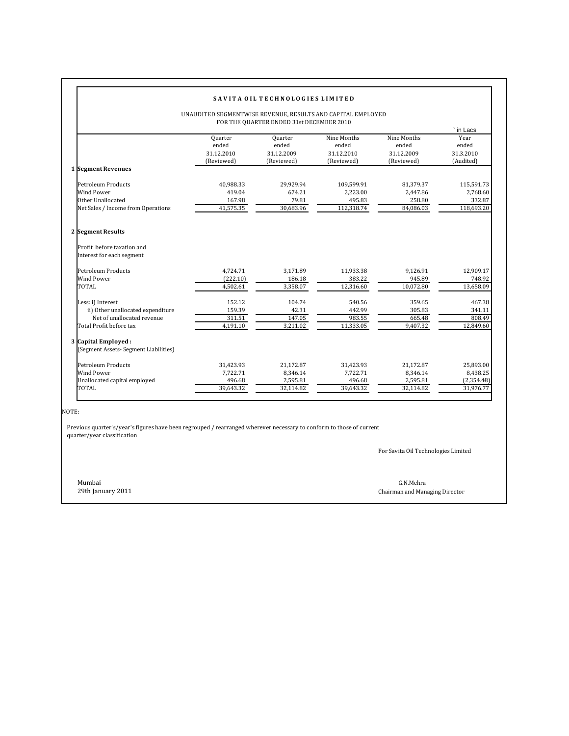**SAVITA OIL TECHNOLOGIES LIMITED**

UNAUDITED SEGMENTWISE REVENUE, RESULTS AND CAPITAL EMPLOYED
FOR THE QUARTER ENDED 31st DECEMBER 2010

` in Lacs

| | Quarter ended 31.12.2010 (Reviewed) | Quarter ended 31.12.2009 (Reviewed) | Nine Months ended 31.12.2010 (Reviewed) | Nine Months ended 31.12.2009 (Reviewed) | Year ended 31.3.2010 (Audited) |
|---|---|---|---|---|---|
| **1 Segment Revenues** | | | | | |
| Petroleum Products | 40,988.33 | 29,929.94 | 109,599.91 | 81,379.37 | 115,591.73 |
| Wind Power | 419.04 | 674.21 | 2,223.00 | 2,447.86 | 2,768.60 |
| Other Unallocated | 167.98 | 79.81 | 495.83 | 258.80 | 332.87 |
| Net Sales / Income from Operations | 41,575.35 | 30,683.96 | 112,318.74 | 84,086.03 | 118,693.20 |
| **2 Segment Results** | | | | | |
| Profit before taxation and Interest for each segment | | | | | |
| Petroleum Products | 4,724.71 | 3,171.89 | 11,933.38 | 9,126.91 | 12,909.17 |
| Wind Power | (222.10) | 186.18 | 383.22 | 945.89 | 748.92 |
| TOTAL | 4,502.61 | 3,358.07 | 12,316.60 | 10,072.80 | 13,658.09 |
| Less: i) Interest | 152.12 | 104.74 | 540.56 | 359.65 | 467.38 |
| ii) Other unallocated expenditure | 159.39 | 42.31 | 442.99 | 305.83 | 341.11 |
| Net of unallocated revenue | 311.51 | 147.05 | 983.55 | 665.48 | 808.49 |
| Total Profit before tax | 4,191.10 | 3,211.02 | 11,333.05 | 9,407.32 | 12,849.60 |
| **3 Capital Employed :** (Segment Assets- Segment Liabilities) | | | | | |
| Petroleum Products | 31,423.93 | 21,172.87 | 31,423.93 | 21,172.87 | 25,893.00 |
| Wind Power | 7,722.71 | 8,346.14 | 7,722.71 | 8,346.14 | 8,438.25 |
| Unallocated capital employed | 496.68 | 2,595.81 | 496.68 | 2,595.81 | (2,354.48) |
| TOTAL | 39,643.32 | 32,114.82 | 39,643.32 | 32,114.82 | 31,976.77 |

NOTE:

Previous quarter's/year's figures have been regrouped / rearranged wherever necessary to conform to those of current quarter/year classification

For Savita Oil Technologies Limited

Mumbai
29th January 2011

G.N.Mehra
Chairman and Managing Director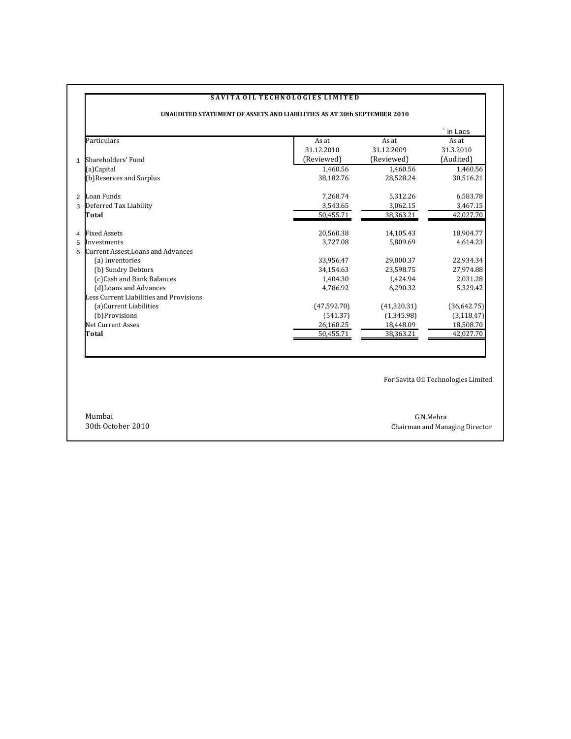**S A V I T A O I L T E C H N O L O G I E S L I M I T E D**

**UNAUDITED STATEMENT OF ASSETS AND LIABILITIES AS AT 30th SEPTEMBER 2010**

` in Lacs

| | Particulars | As at 31.12.2010 (Reviewed) | As at 31.12.2009 (Reviewed) | As at 31.3.2010 (Audited) |
|---|---|---|---|---|
| 1 | Shareholders' Fund | | | |
| | (a)Capital | 1,460.56 | 1,460.56 | 1,460.56 |
| | (b)Reserves and Surplus | 38,182.76 | 28,528.24 | 30,516.21 |
| 2 | Loan Funds | 7,268.74 | 5,312.26 | 6,583.78 |
| 3 | Deferred Tax Liability | 3,543.65 | 3,062.15 | 3,467.15 |
| | **Total** | 50,455.71 | 38,363.21 | 42,027.70 |
| 4 | Fixed Assets | 20,560.38 | 14,105.43 | 18,904.77 |
| 5 | Investments | 3,727.08 | 5,809.69 | 4,614.23 |
| 6 | Current Asset,Loans and Advances | | | |
| | (a) Inventories | 33,956.47 | 29,800.37 | 22,934.34 |
| | (b) Sundry Debtors | 34,154.63 | 23,598.75 | 27,974.88 |
| | (c)Cash and Bank Balances | 1,404.30 | 1,424.94 | 2,031.28 |
| | (d)Loans and Advances | 4,786.92 | 6,290.32 | 5,329.42 |
| | Less Current Liabilities and Provisions | | | |
| | (a)Current Liabilities | (47,592.70) | (41,320.31) | (36,642.75) |
| | (b)Provisions | (541.37) | (1,345.98) | (3,118.47) |
| | Net Current Asses | 26,168.25 | 18,448.09 | 18,508.70 |
| | **Total** | 50,455.71 | 38,363.21 | 42,027.70 |

For Savita Oil Technologies Limited

Mumbai
30th October 2010

G.N.Mehra
Chairman and Managing Director